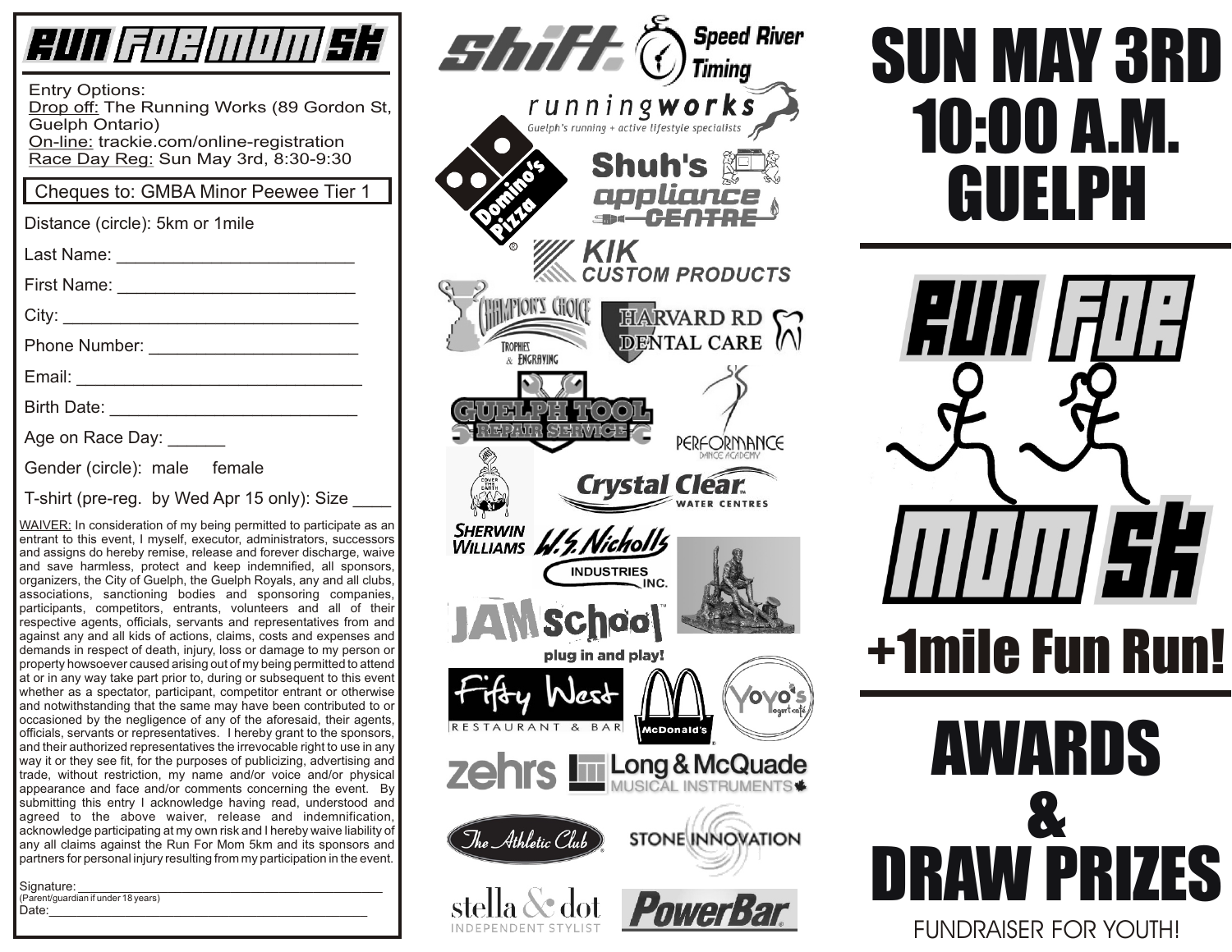# RUN FOR MOM 5K

Entry Options:
Drop off: The Running Works (89 Gordon St, Guelph Ontario)
On-line: trackie.com/online-registration
Race Day Reg: Sun May 3rd, 8:30-9:30

Cheques to: GMBA Minor Peewee Tier 1

Distance (circle): 5km or 1mile

Last Name: ________________________

First Name: ________________________

City: ______________________________

Phone Number: _____________________

Email: _____________________________

Birth Date: _________________________

Age on Race Day: ______

Gender (circle): male female

T-shirt (pre-reg. by Wed Apr 15 only): Size ____

WAIVER: In consideration of my being permitted to participate as an entrant to this event, I myself, executor, administrators, successors and assigns do hereby remise, release and forever discharge, waive and save harmless, protect and keep indemnified, all sponsors, organizers, the City of Guelph, the Guelph Royals, any and all clubs, associations, sanctioning bodies and sponsoring companies, participants, competitors, entrants, volunteers and all of their respective agents, officials, servants and representatives from and against any and all kids of actions, claims, costs and expenses and demands in respect of death, injury, loss or damage to my person or property howsoever caused arising out of my being permitted to attend at or in any way take part prior to, during or subsequent to this event whether as a spectator, participant, competitor entrant or otherwise and notwithstanding that the same may have been contributed to or occasioned by the negligence of any of the aforesaid, their agents, officials, servants or representatives. I hereby grant to the sponsors, and their authorized representatives the irrevocable right to use in any way it or they see fit, for the purposes of publicizing, advertising and trade, without restriction, my name and/or voice and/or physical appearance and face and/or comments concerning the event. By submitting this entry I acknowledge having read, understood and agreed to the above waiver, release and indemnification, acknowledge participating at my own risk and I hereby waive liability of any all claims against the Run For Mom 5km and its sponsors and partners for personal injury resulting from my participation in the event.

Signature: ________________________________________
(Parent/guardian if under 18 years)
Date: ____________________________________________

shift. Speed River Timing

runningworks — Guelph's running + active lifestyle specialists

Domino's Pizza

Shuh's appliance centre

KIK CUSTOM PRODUCTS

Champion's Choice Trophies & Engraving

Harvard Rd Dental Care

Guelph Tool Repair Service

Performance Dance Academy

Sherwin Williams

Crystal Clear Water Centres

W.S. Nicholls Industries Inc.

JAMschool plug in and play!

Fifty West Restaurant & Bar

McDonald's

Yoyo's yogurt café

zehrs

Long & McQuade Musical Instruments

The Athletic Club

Stone Innovation

stella & dot Independent Stylist

PowerBar

# SUN MAY 3RD 10:00 A.M. GUELPH

# RUN FOR MOM 5K

## +1mile Fun Run!

# AWARDS & DRAW PRIZES

FUNDRAISER FOR YOUTH!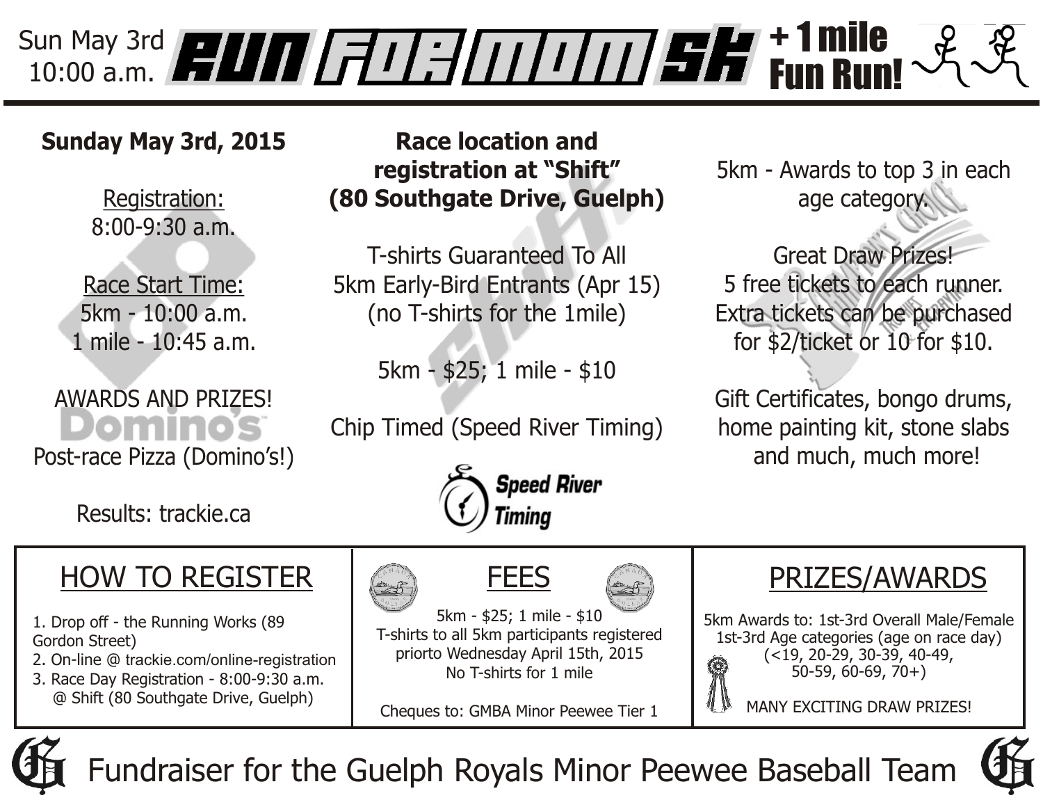Sun May 3rd
10:00 a.m.

# RUN FOR MOM 5K + 1 mile Fun Run!

**Sunday May 3rd, 2015**

Registration:
8:00-9:30 a.m.

Race Start Time:
5km - 10:00 a.m.
1 mile - 10:45 a.m.

AWARDS AND PRIZES!
Post-race Pizza (Domino's!)

Results: trackie.ca

**Race location and registration at "Shift" (80 Southgate Drive, Guelph)**

T-shirts Guaranteed To All
5km Early-Bird Entrants (Apr 15)
(no T-shirts for the 1mile)

5km - $25; 1 mile - $10

Chip Timed (Speed River Timing)

Speed River Timing

5km - Awards to top 3 in each age category.

Great Draw Prizes!
5 free tickets to each runner.
Extra tickets can be purchased for $2/ticket or 10 for $10.

Gift Certificates, bongo drums, home painting kit, stone slabs and much, much more!

## HOW TO REGISTER

1. Drop off - the Running Works (89 Gordon Street)
2. On-line @ trackie.com/online-registration
3. Race Day Registration - 8:00-9:30 a.m. @ Shift (80 Southgate Drive, Guelph)

## FEES

5km - $25; 1 mile - $10
T-shirts to all 5km participants registered priorto Wednesday April 15th, 2015
No T-shirts for 1 mile

Cheques to: GMBA Minor Peewee Tier 1

## PRIZES/AWARDS

5km Awards to: 1st-3rd Overall Male/Female
1st-3rd Age categories (age on race day)
(<19, 20-29, 30-39, 40-49, 50-59, 60-69, 70+)

MANY EXCITING DRAW PRIZES!

Fundraiser for the Guelph Royals Minor Peewee Baseball Team